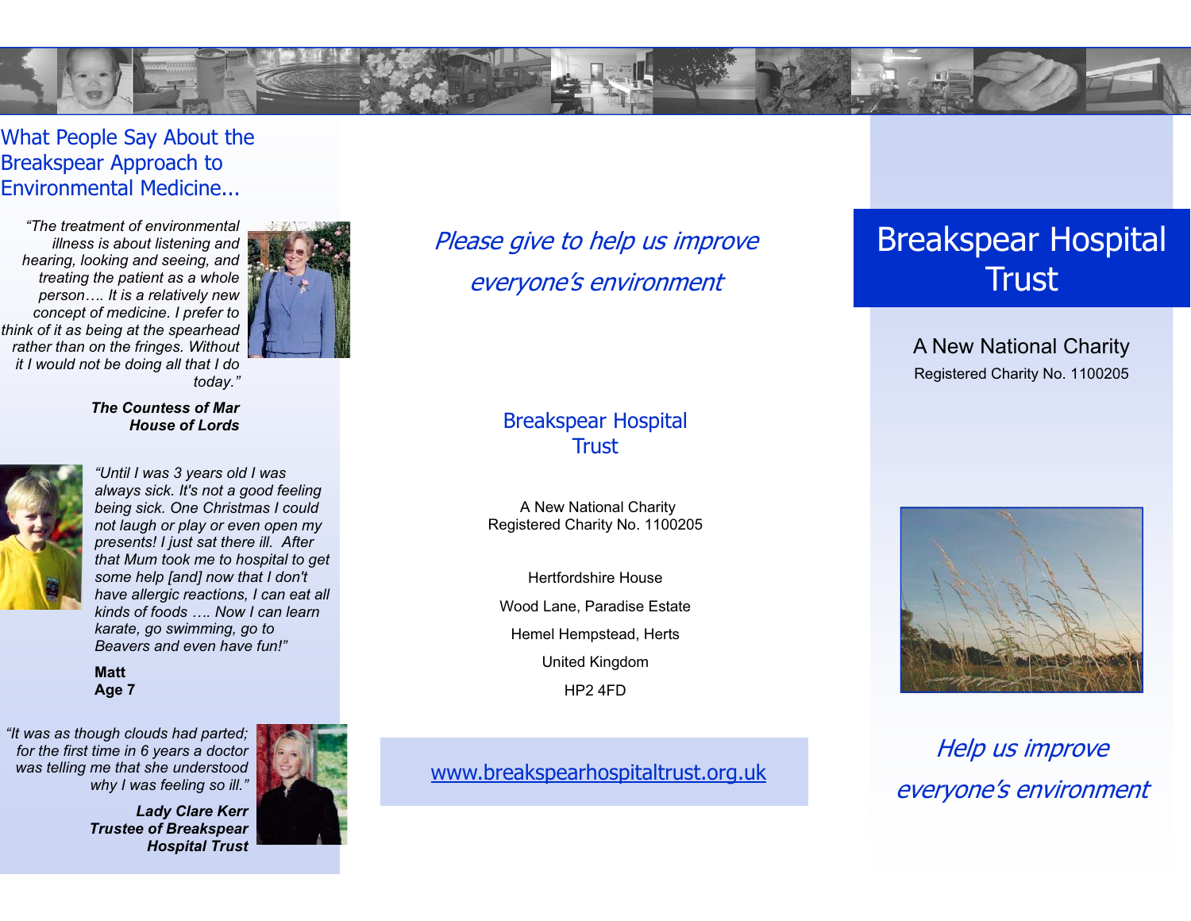## What People Say About the Breakspear Approach to Environmental Medicine...

*"The treatment of environmental illness is about listening and hearing, looking and seeing, and treating the patient as a whole person…. It is a relatively new concept of medicine. I prefer to think of it as being at the spearhead rather than on the fringes. Without it I would not be doing all that I do today."*

***The Countess of Mar***
***House of Lords***

*"Until I was 3 years old I was always sick. It's not a good feeling being sick. One Christmas I could not laugh or play or even open my presents! I just sat there ill. After that Mum took me to hospital to get some help [and] now that I don't have allergic reactions, I can eat all kinds of foods …. Now I can learn karate, go swimming, go to Beavers and even have fun!"*

**Matt**
**Age 7**

*"It was as though clouds had parted; for the first time in 6 years a doctor was telling me that she understood why I was feeling so ill."*

***Lady Clare Kerr***
***Trustee of Breakspear Hospital Trust***

*Please give to help us improve everyone's environment*

## Breakspear Hospital Trust

A New National Charity
Registered Charity No. 1100205

Hertfordshire House
Wood Lane, Paradise Estate
Hemel Hempstead, Herts
United Kingdom
HP2 4FD

www.breakspearhospitaltrust.org.uk

# Breakspear Hospital Trust

A New National Charity
Registered Charity No. 1100205

*Help us improve everyone's environment*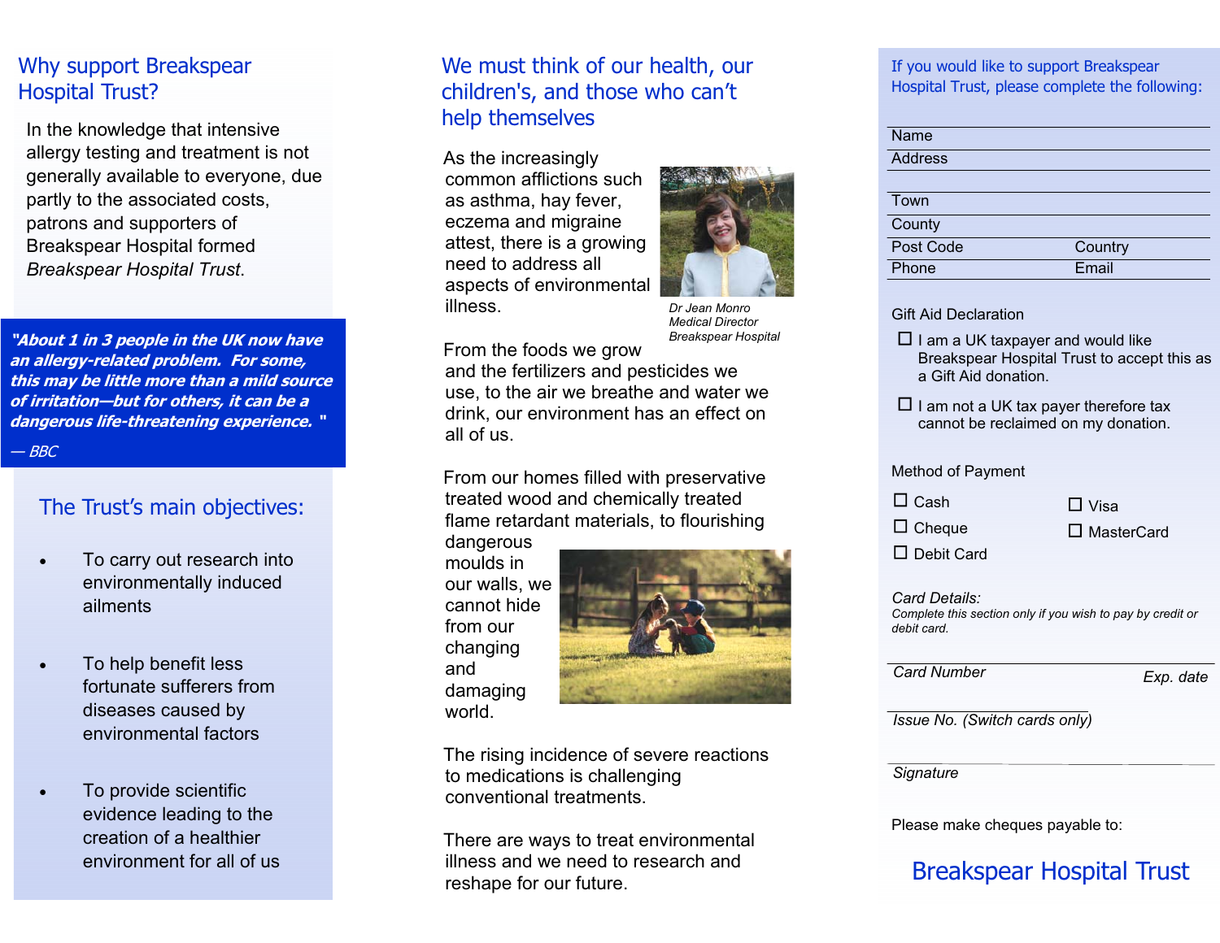## Why support Breakspear Hospital Trust?

In the knowledge that intensive allergy testing and treatment is not generally available to everyone, due partly to the associated costs, patrons and supporters of Breakspear Hospital formed *Breakspear Hospital Trust*.

***"About 1 in 3 people in the UK now have an allergy-related problem. For some, this may be little more than a mild source of irritation—but for others, it can be a dangerous life-threatening experience. "***

*— BBC*

## The Trust's main objectives:

- To carry out research into environmentally induced ailments
- To help benefit less fortunate sufferers from diseases caused by environmental factors
- To provide scientific evidence leading to the creation of a healthier environment for all of us

## We must think of our health, our children's, and those who can't help themselves

As the increasingly common afflictions such as asthma, hay fever, eczema and migraine attest, there is a growing need to address all aspects of environmental illness.

*Dr Jean Monro*
*Medical Director*
*Breakspear Hospital*

From the foods we grow and the fertilizers and pesticides we use, to the air we breathe and water we drink, our environment has an effect on all of us.

From our homes filled with preservative treated wood and chemically treated flame retardant materials, to flourishing dangerous moulds in our walls, we cannot hide from our changing and damaging world.

The rising incidence of severe reactions to medications is challenging conventional treatments.

There are ways to treat environmental illness and we need to research and reshape for our future.

If you would like to support Breakspear Hospital Trust, please complete the following:

Name

Address

Town

County

Post Code Country

Phone Email

Gift Aid Declaration

☐ I am a UK taxpayer and would like Breakspear Hospital Trust to accept this as a Gift Aid donation.

☐ I am not a UK tax payer therefore tax cannot be reclaimed on my donation.

Method of Payment

☐ Cash ☐ Visa
☐ Cheque ☐ MasterCard
☐ Debit Card

*Card Details:*
*Complete this section only if you wish to pay by credit or debit card.*

*Card Number* *Exp. date*

*Issue No. (Switch cards only)*

*Signature*

Please make cheques payable to:

## Breakspear Hospital Trust